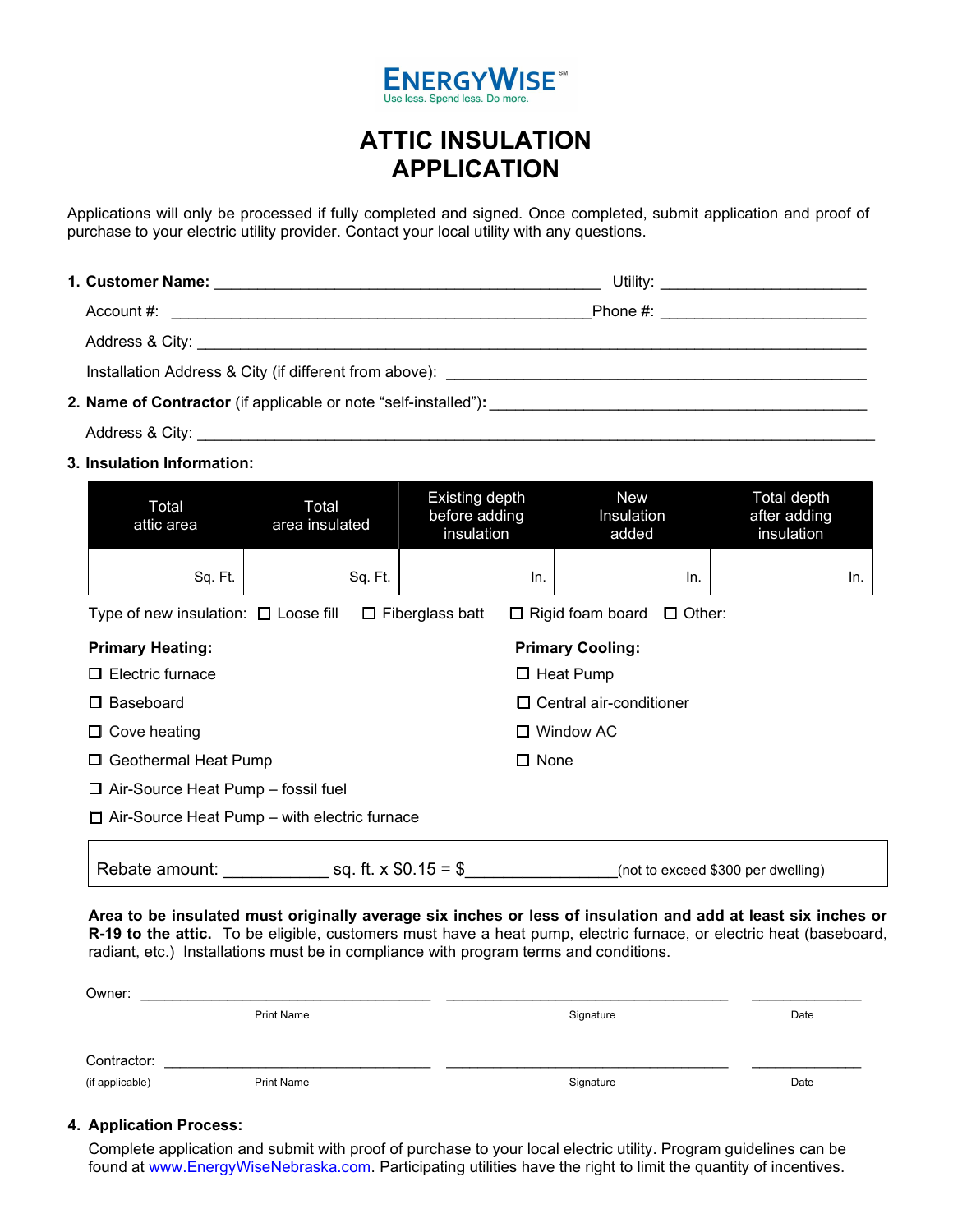**ENERGYWISE**℠
Use less. Spend less. Do more.

# ATTIC INSULATION APPLICATION

Applications will only be processed if fully completed and signed. Once completed, submit application and proof of purchase to your electric utility provider. Contact your local utility with any questions.

1. **Customer Name:** _______________________________________________ Utility: ________________________

   Account #: ________________________________________________ Phone #: ________________________

   Address & City: ________________________________________________________________________________

   Installation Address & City (if different from above): _________________________________________________

2. **Name of Contractor** (if applicable or note "self-installed")**:** _____________________________________________

   Address & City: ________________________________________________________________________________

3. **Insulation Information:**

| Total attic area | Total area insulated | Existing depth before adding insulation | New Insulation added | Total depth after adding insulation |
|---|---|---|---|---|
| Sq. Ft. | Sq. Ft. | In. | In. | In. |

Type of new insulation: ☐ Loose fill ☐ Fiberglass batt ☐ Rigid foam board ☐ Other:

**Primary Heating:**

- ☐ Electric furnace
- ☐ Baseboard
- ☐ Cove heating
- ☐ Geothermal Heat Pump
- ☐ Air-Source Heat Pump – fossil fuel
- ☐ Air-Source Heat Pump – with electric furnace

**Primary Cooling:**

- ☐ Heat Pump
- ☐ Central air-conditioner
- ☐ Window AC
- ☐ None

Rebate amount: ___________ sq. ft. x $0.15 = $________________(not to exceed $300 per dwelling)

**Area to be insulated must originally average six inches or less of insulation and add at least six inches or R-19 to the attic.** To be eligible, customers must have a heat pump, electric furnace, or electric heat (baseboard, radiant, etc.) Installations must be in compliance with program terms and conditions.

Owner: ________________________________ ________________________________ ______________
Print Name Signature Date

Contractor: ________________________________ ________________________________ ______________
(if applicable) Print Name Signature Date

4. **Application Process:**

   Complete application and submit with proof of purchase to your local electric utility. Program guidelines can be found at [www.EnergyWiseNebraska.com](http://www.EnergyWiseNebraska.com). Participating utilities have the right to limit the quantity of incentives.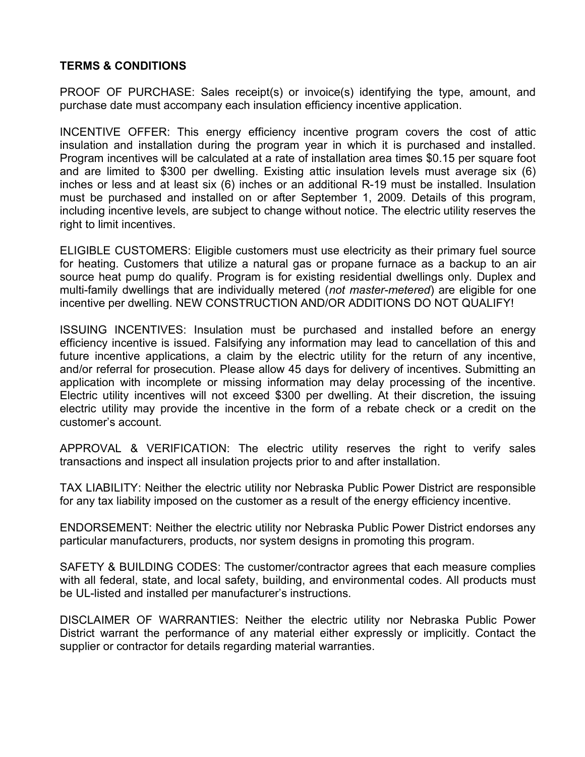**TERMS & CONDITIONS**

PROOF OF PURCHASE: Sales receipt(s) or invoice(s) identifying the type, amount, and purchase date must accompany each insulation efficiency incentive application.

INCENTIVE OFFER: This energy efficiency incentive program covers the cost of attic insulation and installation during the program year in which it is purchased and installed. Program incentives will be calculated at a rate of installation area times $0.15 per square foot and are limited to $300 per dwelling. Existing attic insulation levels must average six (6) inches or less and at least six (6) inches or an additional R-19 must be installed. Insulation must be purchased and installed on or after September 1, 2009. Details of this program, including incentive levels, are subject to change without notice. The electric utility reserves the right to limit incentives.

ELIGIBLE CUSTOMERS: Eligible customers must use electricity as their primary fuel source for heating. Customers that utilize a natural gas or propane furnace as a backup to an air source heat pump do qualify. Program is for existing residential dwellings only. Duplex and multi-family dwellings that are individually metered (*not master-metered*) are eligible for one incentive per dwelling. NEW CONSTRUCTION AND/OR ADDITIONS DO NOT QUALIFY!

ISSUING INCENTIVES: Insulation must be purchased and installed before an energy efficiency incentive is issued. Falsifying any information may lead to cancellation of this and future incentive applications, a claim by the electric utility for the return of any incentive, and/or referral for prosecution. Please allow 45 days for delivery of incentives. Submitting an application with incomplete or missing information may delay processing of the incentive. Electric utility incentives will not exceed $300 per dwelling. At their discretion, the issuing electric utility may provide the incentive in the form of a rebate check or a credit on the customer's account.

APPROVAL & VERIFICATION: The electric utility reserves the right to verify sales transactions and inspect all insulation projects prior to and after installation.

TAX LIABILITY: Neither the electric utility nor Nebraska Public Power District are responsible for any tax liability imposed on the customer as a result of the energy efficiency incentive.

ENDORSEMENT: Neither the electric utility nor Nebraska Public Power District endorses any particular manufacturers, products, nor system designs in promoting this program.

SAFETY & BUILDING CODES: The customer/contractor agrees that each measure complies with all federal, state, and local safety, building, and environmental codes. All products must be UL-listed and installed per manufacturer's instructions.

DISCLAIMER OF WARRANTIES: Neither the electric utility nor Nebraska Public Power District warrant the performance of any material either expressly or implicitly. Contact the supplier or contractor for details regarding material warranties.